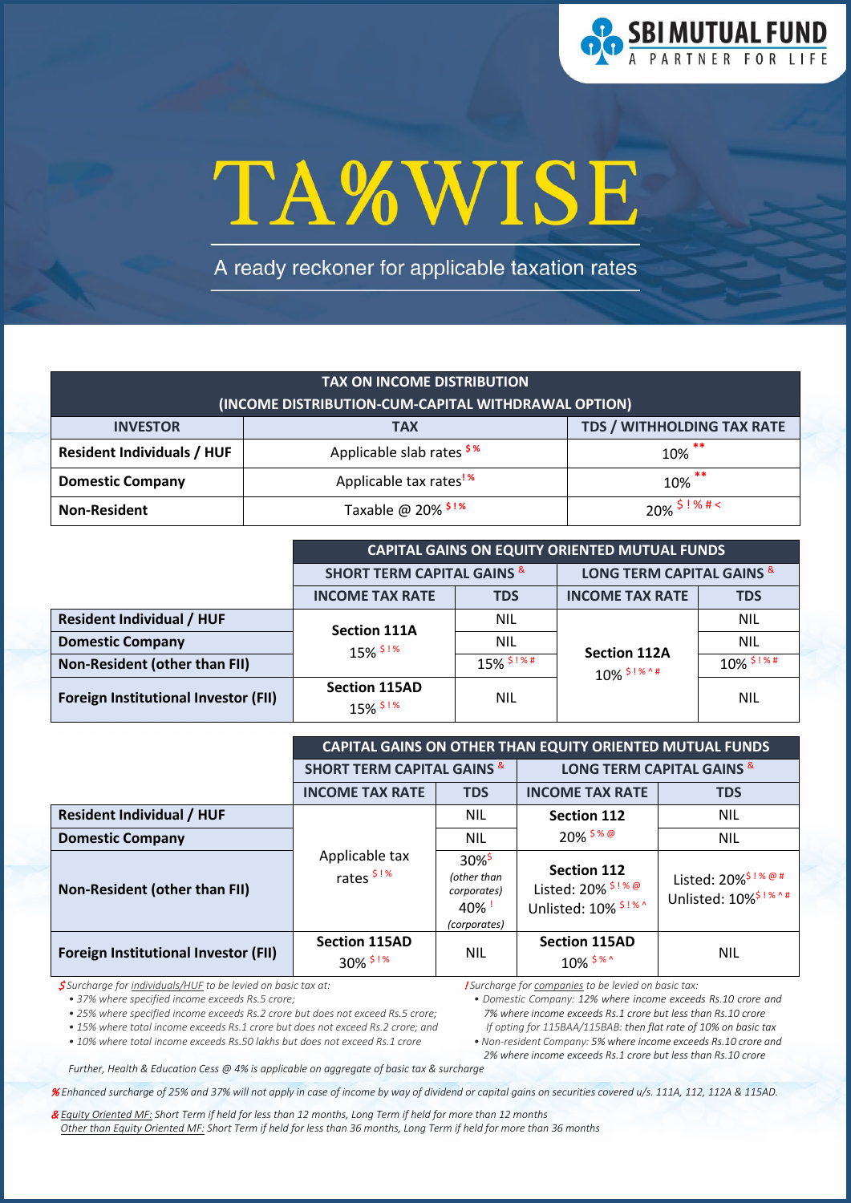# TA%WISE

A ready reckoner for applicable taxation rates

| TAX ON INCOME DISTRIBUTION (INCOME DISTRIBUTION-CUM-CAPITAL WITHDRAWAL OPTION) | | |
|---|---|---|
| **INVESTOR** | **TAX** | **TDS / WITHHOLDING TAX RATE** |
| **Resident Individuals / HUF** | Applicable slab rates $ % | 10% ** |
| **Domestic Company** | Applicable tax rates ! % | 10% ** |
| **Non-Resident** | Taxable @ 20% $ ! % | 20% $ ! % # < |

| | CAPITAL GAINS ON EQUITY ORIENTED MUTUAL FUNDS | | | |
|---|---|---|---|---|
| | SHORT TERM CAPITAL GAINS & | | LONG TERM CAPITAL GAINS & | |
| | **INCOME TAX RATE** | **TDS** | **INCOME TAX RATE** | **TDS** |
| **Resident Individual / HUF** | **Section 111A** 15% $ ! % | NIL | **Section 112A** 10% $ ! % ^ # | NIL |
| **Domestic Company** | | NIL | | NIL |
| **Non-Resident (other than FII)** | | 15% $ ! % # | | 10% $ ! % # |
| **Foreign Institutional Investor (FII)** | **Section 115AD** 15% $ ! % | NIL | | NIL |

| | CAPITAL GAINS ON OTHER THAN EQUITY ORIENTED MUTUAL FUNDS | | | |
|---|---|---|---|---|
| | SHORT TERM CAPITAL GAINS & | | LONG TERM CAPITAL GAINS & | |
| | **INCOME TAX RATE** | **TDS** | **INCOME TAX RATE** | **TDS** |
| **Resident Individual / HUF** | Applicable tax rates $ ! % | NIL | **Section 112** 20% $ % @ | NIL |
| **Domestic Company** | | NIL | | NIL |
| **Non-Resident (other than FII)** | | 30% $ *(other than corporates)* 40% ! *(corporates)* | **Section 112** Listed: 20% $ ! % @ Unlisted: 10% $ ! % ^ | Listed: 20% $ ! % @ # Unlisted: 10% $ ! % ^ # |
| **Foreign Institutional Investor (FII)** | **Section 115AD** 30% $ ! % | NIL | **Section 115AD** 10% $ % ^ | NIL |

*$ Surcharge for individuals/HUF to be levied on basic tax at:*

- *37% where specified income exceeds Rs.5 crore;*
- *25% where specified income exceeds Rs.2 crore but does not exceed Rs.5 crore;*
- *15% where total income exceeds Rs.1 crore but does not exceed Rs.2 crore; and*
- *10% where total income exceeds Rs.50 lakhs but does not exceed Rs.1 crore*

*! Surcharge for companies to be levied on basic tax:*

- *Domestic Company: 12% where income exceeds Rs.10 crore and 7% where income exceeds Rs.1 crore but less than Rs.10 crore. If opting for 115BAA/115BAB: then flat rate of 10% on basic tax*
- *Non-resident Company: 5% where income exceeds Rs.10 crore and 2% where income exceeds Rs.1 crore but less than Rs.10 crore*

*Further, Health & Education Cess @ 4% is applicable on aggregate of basic tax & surcharge*

*% Enhanced surcharge of 25% and 37% will not apply in case of income by way of dividend or capital gains on securities covered u/s. 111A, 112, 112A & 115AD.*

*& Equity Oriented MF: Short Term if held for less than 12 months, Long Term if held for more than 12 months*
*Other than Equity Oriented MF: Short Term if held for less than 36 months, Long Term if held for more than 36 months*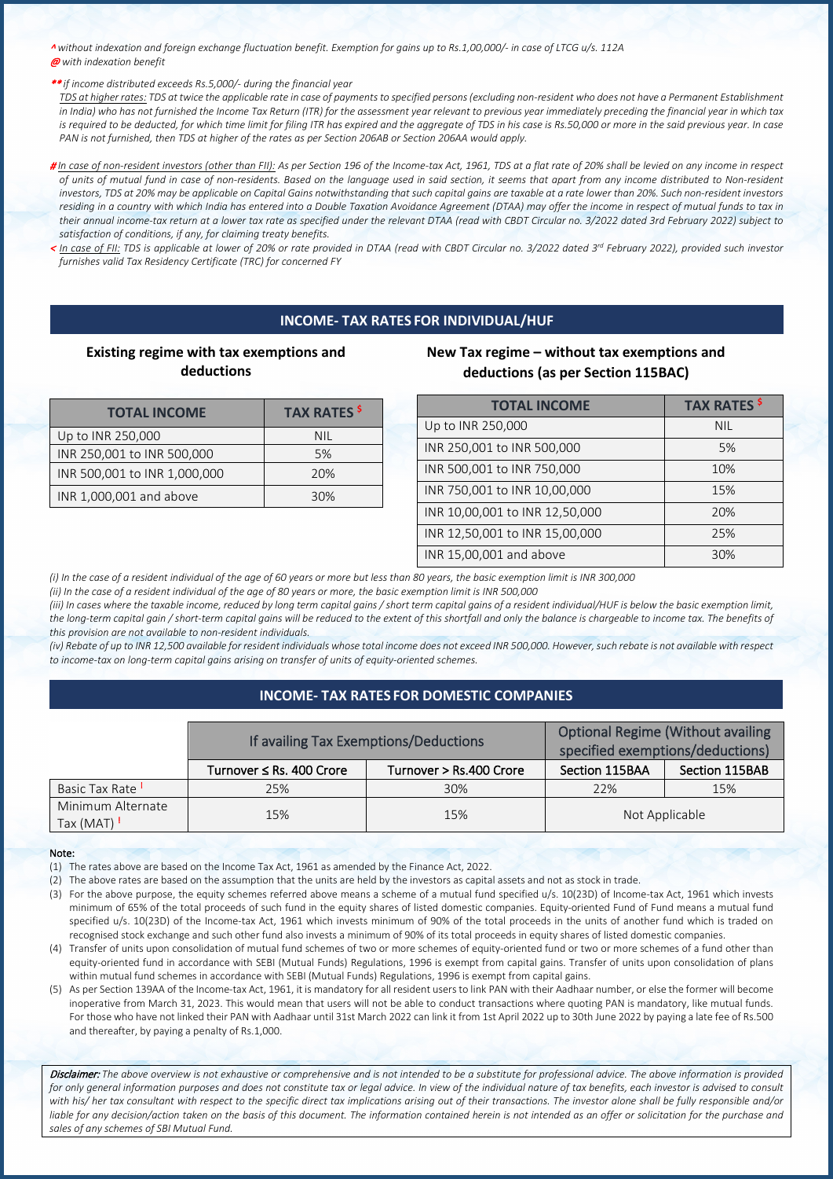^ *without indexation and foreign exchange fluctuation benefit. Exemption for gains up to Rs.1,00,000/- in case of LTCG u/s. 112A*
@ *with indexation benefit*

** *if income distributed exceeds Rs.5,000/- during the financial year*

*TDS at higher rates: TDS at twice the applicable rate in case of payments to specified persons (excluding non-resident who does not have a Permanent Establishment in India) who has not furnished the Income Tax Return (ITR) for the assessment year relevant to previous year immediately preceding the financial year in which tax is required to be deducted, for which time limit for filing ITR has expired and the aggregate of TDS in his case is Rs.50,000 or more in the said previous year. In case PAN is not furnished, then TDS at higher of the rates as per Section 206AB or Section 206AA would apply.*

# *In case of non-resident investors (other than FII): As per Section 196 of the Income-tax Act, 1961, TDS at a flat rate of 20% shall be levied on any income in respect of units of mutual fund in case of non-residents. Based on the language used in said section, it seems that apart from any income distributed to Non-resident investors, TDS at 20% may be applicable on Capital Gains notwithstanding that such capital gains are taxable at a rate lower than 20%. Such non-resident investors residing in a country with which India has entered into a Double Taxation Avoidance Agreement (DTAA) may offer the income in respect of mutual funds to tax in their annual income-tax return at a lower tax rate as specified under the relevant DTAA (read with CBDT Circular no. 3/2022 dated 3rd February 2022) subject to satisfaction of conditions, if any, for claiming treaty benefits.*

< *In case of FII: TDS is applicable at lower of 20% or rate provided in DTAA (read with CBDT Circular no. 3/2022 dated 3rd February 2022), provided such investor furnishes valid Tax Residency Certificate (TRC) for concerned FY*

## INCOME- TAX RATES FOR INDIVIDUAL/HUF

### Existing regime with tax exemptions and deductions

| TOTAL INCOME | TAX RATES $ |
|---|---|
| Up to INR 250,000 | NIL |
| INR 250,001 to INR 500,000 | 5% |
| INR 500,001 to INR 1,000,000 | 20% |
| INR 1,000,001 and above | 30% |

### New Tax regime – without tax exemptions and deductions (as per Section 115BAC)

| TOTAL INCOME | TAX RATES $ |
|---|---|
| Up to INR 250,000 | NIL |
| INR 250,001 to INR 500,000 | 5% |
| INR 500,001 to INR 750,000 | 10% |
| INR 750,001 to INR 10,00,000 | 15% |
| INR 10,00,001 to INR 12,50,000 | 20% |
| INR 12,50,001 to INR 15,00,000 | 25% |
| INR 15,00,001 and above | 30% |

*(i) In the case of a resident individual of the age of 60 years or more but less than 80 years, the basic exemption limit is INR 300,000*
*(ii) In the case of a resident individual of the age of 80 years or more, the basic exemption limit is INR 500,000*
*(iii) In cases where the taxable income, reduced by long term capital gains / short term capital gains of a resident individual/HUF is below the basic exemption limit, the long-term capital gain / short-term capital gains will be reduced to the extent of this shortfall and only the balance is chargeable to income tax. The benefits of this provision are not available to non-resident individuals.*
*(iv) Rebate of up to INR 12,500 available for resident individuals whose total income does not exceed INR 500,000. However, such rebate is not available with respect to income-tax on long-term capital gains arising on transfer of units of equity-oriented schemes.*

## INCOME- TAX RATES FOR DOMESTIC COMPANIES

| | If availing Tax Exemptions/Deductions | | Optional Regime (Without availing specified exemptions/deductions) | |
|---|---|---|---|---|
| | Turnover ≤ Rs. 400 Crore | Turnover > Rs.400 Crore | Section 115BAA | Section 115BAB |
| Basic Tax Rate ! | 25% | 30% | 22% | 15% |
| Minimum Alternate Tax (MAT) ! | 15% | 15% | Not Applicable | |

**Note:**

(1) The rates above are based on the Income Tax Act, 1961 as amended by the Finance Act, 2022.
(2) The above rates are based on the assumption that the units are held by the investors as capital assets and not as stock in trade.
(3) For the above purpose, the equity schemes referred above means a scheme of a mutual fund specified u/s. 10(23D) of Income-tax Act, 1961 which invests minimum of 65% of the total proceeds of such fund in the equity shares of listed domestic companies. Equity-oriented Fund of Fund means a mutual fund specified u/s. 10(23D) of the Income-tax Act, 1961 which invests minimum of 90% of the total proceeds in the units of another fund which is traded on recognised stock exchange and such other fund also invests a minimum of 90% of its total proceeds in equity shares of listed domestic companies.
(4) Transfer of units upon consolidation of mutual fund schemes of two or more schemes of equity-oriented fund or two or more schemes of a fund other than equity-oriented fund in accordance with SEBI (Mutual Funds) Regulations, 1996 is exempt from capital gains. Transfer of units upon consolidation of plans within mutual fund schemes in accordance with SEBI (Mutual Funds) Regulations, 1996 is exempt from capital gains.
(5) As per Section 139AA of the Income-tax Act, 1961, it is mandatory for all resident users to link PAN with their Aadhaar number, or else the former will become inoperative from March 31, 2023. This would mean that users will not be able to conduct transactions where quoting PAN is mandatory, like mutual funds. For those who have not linked their PAN with Aadhaar until 31st March 2022 can link it from 1st April 2022 up to 30th June 2022 by paying a late fee of Rs.500 and thereafter, by paying a penalty of Rs.1,000.

***Disclaimer:*** *The above overview is not exhaustive or comprehensive and is not intended to be a substitute for professional advice. The above information is provided for only general information purposes and does not constitute tax or legal advice. In view of the individual nature of tax benefits, each investor is advised to consult with his/ her tax consultant with respect to the specific direct tax implications arising out of their transactions. The investor alone shall be fully responsible and/or liable for any decision/action taken on the basis of this document. The information contained herein is not intended as an offer or solicitation for the purchase and sales of any schemes of SBI Mutual Fund.*